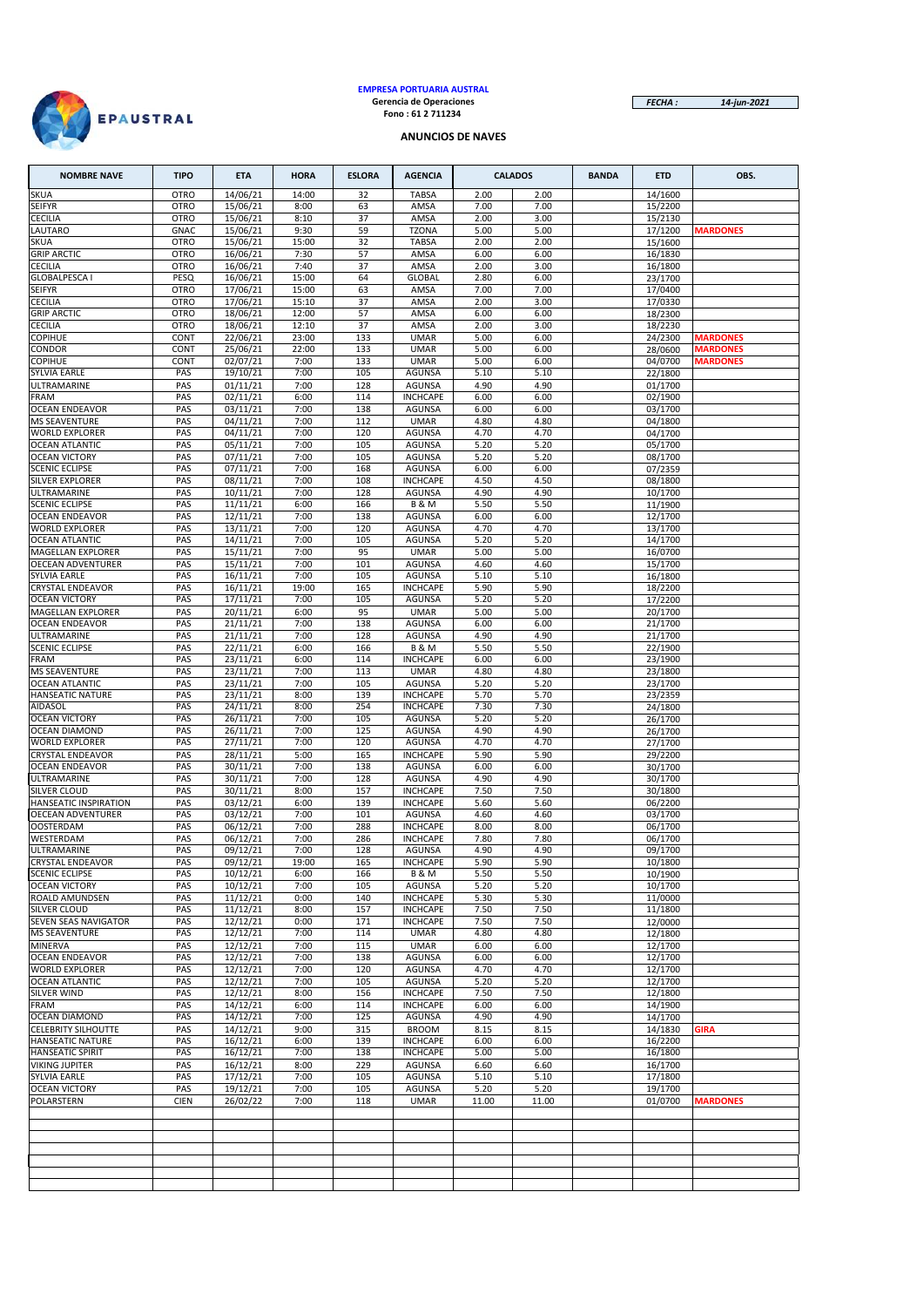**EMPRESA PORTUARIA AUSTRAL**
**Gerencia de Operaciones**
**Fono : 61 2 711234**

*FECHA :* *14-jun-2021*

## ANUNCIOS DE NAVES

| NOMBRE NAVE | TIPO | ETA | HORA | ESLORA | AGENCIA | CALADOS | | BANDA | ETD | OBS. |
|---|---|---|---|---|---|---|---|---|---|---|
| SKUA | OTRO | 14/06/21 | 14:00 | 32 | TABSA | 2.00 | 2.00 | | 14/1600 | |
| SEIFYR | OTRO | 15/06/21 | 8:00 | 63 | AMSA | 7.00 | 7.00 | | 15/2200 | |
| CECILIA | OTRO | 15/06/21 | 8:10 | 37 | AMSA | 2.00 | 3.00 | | 15/2130 | |
| LAUTARO | GNAC | 15/06/21 | 9:30 | 59 | TZONA | 5.00 | 5.00 | | 17/1200 | MARDONES |
| SKUA | OTRO | 15/06/21 | 15:00 | 32 | TABSA | 2.00 | 2.00 | | 15/1600 | |
| GRIP ARCTIC | OTRO | 16/06/21 | 7:30 | 57 | AMSA | 6.00 | 6.00 | | 16/1830 | |
| CECILIA | OTRO | 16/06/21 | 7:40 | 37 | AMSA | 2.00 | 3.00 | | 16/1800 | |
| GLOBALPESCA I | PESQ | 16/06/21 | 15:00 | 64 | GLOBAL | 2.80 | 6.00 | | 23/1700 | |
| SEIFYR | OTRO | 17/06/21 | 15:00 | 63 | AMSA | 7.00 | 7.00 | | 17/0400 | |
| CECILIA | OTRO | 17/06/21 | 15:10 | 37 | AMSA | 2.00 | 3.00 | | 17/0330 | |
| GRIP ARCTIC | OTRO | 18/06/21 | 12:00 | 57 | AMSA | 6.00 | 6.00 | | 18/2300 | |
| CECILIA | OTRO | 18/06/21 | 12:10 | 37 | AMSA | 2.00 | 3.00 | | 18/2230 | |
| COPIHUE | CONT | 22/06/21 | 23:00 | 133 | UMAR | 5.00 | 6.00 | | 24/2300 | MARDONES |
| CONDOR | CONT | 25/06/21 | 22:00 | 133 | UMAR | 5.00 | 6.00 | | 28/0600 | MARDONES |
| COPIHUE | CONT | 02/07/21 | 7:00 | 133 | UMAR | 5.00 | 6.00 | | 04/0700 | MARDONES |
| SYLVIA EARLE | PAS | 19/10/21 | 7:00 | 105 | AGUNSA | 5.10 | 5.10 | | 22/1800 | |
| ULTRAMARINE | PAS | 01/11/21 | 7:00 | 128 | AGUNSA | 4.90 | 4.90 | | 01/1700 | |
| FRAM | PAS | 02/11/21 | 6:00 | 114 | INCHCAPE | 6.00 | 6.00 | | 02/1900 | |
| OCEAN ENDEAVOR | PAS | 03/11/21 | 7:00 | 138 | AGUNSA | 6.00 | 6.00 | | 03/1700 | |
| MS SEAVENTURE | PAS | 04/11/21 | 7:00 | 112 | UMAR | 4.80 | 4.80 | | 04/1800 | |
| WORLD EXPLORER | PAS | 04/11/21 | 7:00 | 120 | AGUNSA | 4.70 | 4.70 | | 04/1700 | |
| OCEAN ATLANTIC | PAS | 05/11/21 | 7:00 | 105 | AGUNSA | 5.20 | 5.20 | | 05/1700 | |
| OCEAN VICTORY | PAS | 07/11/21 | 7:00 | 105 | AGUNSA | 5.20 | 5.20 | | 08/1700 | |
| SCENIC ECLIPSE | PAS | 07/11/21 | 7:00 | 168 | AGUNSA | 6.00 | 6.00 | | 07/2359 | |
| SILVER EXPLORER | PAS | 08/11/21 | 7:00 | 108 | INCHCAPE | 4.50 | 4.50 | | 08/1800 | |
| ULTRAMARINE | PAS | 10/11/21 | 7:00 | 128 | AGUNSA | 4.90 | 4.90 | | 10/1700 | |
| SCENIC ECLIPSE | PAS | 11/11/21 | 6:00 | 166 | B & M | 5.50 | 5.50 | | 11/1900 | |
| OCEAN ENDEAVOR | PAS | 12/11/21 | 7:00 | 138 | AGUNSA | 6.00 | 6.00 | | 12/1700 | |
| WORLD EXPLORER | PAS | 13/11/21 | 7:00 | 120 | AGUNSA | 4.70 | 4.70 | | 13/1700 | |
| OCEAN ATLANTIC | PAS | 14/11/21 | 7:00 | 105 | AGUNSA | 5.20 | 5.20 | | 14/1700 | |
| MAGELLAN EXPLORER | PAS | 15/11/21 | 7:00 | 95 | UMAR | 5.00 | 5.00 | | 16/0700 | |
| OECEAN ADVENTURER | PAS | 15/11/21 | 7:00 | 101 | AGUNSA | 4.60 | 4.60 | | 15/1700 | |
| SYLVIA EARLE | PAS | 16/11/21 | 7:00 | 105 | AGUNSA | 5.10 | 5.10 | | 16/1800 | |
| CRYSTAL ENDEAVOR | PAS | 16/11/21 | 19:00 | 165 | INCHCAPE | 5.90 | 5.90 | | 18/2200 | |
| OCEAN VICTORY | PAS | 17/11/21 | 7:00 | 105 | AGUNSA | 5.20 | 5.20 | | 17/2200 | |
| MAGELLAN EXPLORER | PAS | 20/11/21 | 6:00 | 95 | UMAR | 5.00 | 5.00 | | 20/1700 | |
| OCEAN ENDEAVOR | PAS | 21/11/21 | 7:00 | 138 | AGUNSA | 6.00 | 6.00 | | 21/1700 | |
| ULTRAMARINE | PAS | 21/11/21 | 7:00 | 128 | AGUNSA | 4.90 | 4.90 | | 21/1700 | |
| SCENIC ECLIPSE | PAS | 22/11/21 | 6:00 | 166 | B & M | 5.50 | 5.50 | | 22/1900 | |
| FRAM | PAS | 23/11/21 | 6:00 | 114 | INCHCAPE | 6.00 | 6.00 | | 23/1900 | |
| MS SEAVENTURE | PAS | 23/11/21 | 7:00 | 113 | UMAR | 4.80 | 4.80 | | 23/1800 | |
| OCEAN ATLANTIC | PAS | 23/11/21 | 7:00 | 105 | AGUNSA | 5.20 | 5.20 | | 23/1700 | |
| HANSEATIC NATURE | PAS | 23/11/21 | 8:00 | 139 | INCHCAPE | 5.70 | 5.70 | | 23/2359 | |
| AIDASOL | PAS | 24/11/21 | 8:00 | 254 | INCHCAPE | 7.30 | 7.30 | | 24/1800 | |
| OCEAN VICTORY | PAS | 26/11/21 | 7:00 | 105 | AGUNSA | 5.20 | 5.20 | | 26/1700 | |
| OCEAN DIAMOND | PAS | 26/11/21 | 7:00 | 125 | AGUNSA | 4.90 | 4.90 | | 26/1700 | |
| WORLD EXPLORER | PAS | 27/11/21 | 7:00 | 120 | AGUNSA | 4.70 | 4.70 | | 27/1700 | |
| CRYSTAL ENDEAVOR | PAS | 28/11/21 | 5:00 | 165 | INCHCAPE | 5.90 | 5.90 | | 29/2200 | |
| OCEAN ENDEAVOR | PAS | 30/11/21 | 7:00 | 138 | AGUNSA | 6.00 | 6.00 | | 30/1700 | |
| ULTRAMARINE | PAS | 30/11/21 | 7:00 | 128 | AGUNSA | 4.90 | 4.90 | | 30/1700 | |
| SILVER CLOUD | PAS | 30/11/21 | 8:00 | 157 | INCHCAPE | 7.50 | 7.50 | | 30/1800 | |
| HANSEATIC INSPIRATION | PAS | 03/12/21 | 6:00 | 139 | INCHCAPE | 5.60 | 5.60 | | 06/2200 | |
| OECEAN ADVENTURER | PAS | 03/12/21 | 7:00 | 101 | AGUNSA | 4.60 | 4.60 | | 03/1700 | |
| OOSTERDAM | PAS | 06/12/21 | 7:00 | 288 | INCHCAPE | 8.00 | 8.00 | | 06/1700 | |
| WESTERDAM | PAS | 06/12/21 | 7:00 | 286 | INCHCAPE | 7.80 | 7.80 | | 06/1700 | |
| ULTRAMARINE | PAS | 09/12/21 | 7:00 | 128 | AGUNSA | 4.90 | 4.90 | | 09/1700 | |
| CRYSTAL ENDEAVOR | PAS | 09/12/21 | 19:00 | 165 | INCHCAPE | 5.90 | 5.90 | | 10/1800 | |
| SCENIC ECLIPSE | PAS | 10/12/21 | 6:00 | 166 | B & M | 5.50 | 5.50 | | 10/1900 | |
| OCEAN VICTORY | PAS | 10/12/21 | 7:00 | 105 | AGUNSA | 5.20 | 5.20 | | 10/1700 | |
| ROALD AMUNDSEN | PAS | 11/12/21 | 0:00 | 140 | INCHCAPE | 5.30 | 5.30 | | 11/0000 | |
| SILVER CLOUD | PAS | 11/12/21 | 8:00 | 157 | INCHCAPE | 7.50 | 7.50 | | 11/1800 | |
| SEVEN SEAS NAVIGATOR | PAS | 12/12/21 | 0:00 | 171 | INCHCAPE | 7.50 | 7.50 | | 12/0000 | |
| MS SEAVENTURE | PAS | 12/12/21 | 7:00 | 114 | UMAR | 4.80 | 4.80 | | 12/1800 | |
| MINERVA | PAS | 12/12/21 | 7:00 | 115 | UMAR | 6.00 | 6.00 | | 12/1700 | |
| OCEAN ENDEAVOR | PAS | 12/12/21 | 7:00 | 138 | AGUNSA | 6.00 | 6.00 | | 12/1700 | |
| WORLD EXPLORER | PAS | 12/12/21 | 7:00 | 120 | AGUNSA | 4.70 | 4.70 | | 12/1700 | |
| OCEAN ATLANTIC | PAS | 12/12/21 | 7:00 | 105 | AGUNSA | 5.20 | 5.20 | | 12/1700 | |
| SILVER WIND | PAS | 12/12/21 | 8:00 | 156 | INCHCAPE | 7.50 | 7.50 | | 12/1800 | |
| FRAM | PAS | 14/12/21 | 6:00 | 114 | INCHCAPE | 6.00 | 6.00 | | 14/1900 | |
| OCEAN DIAMOND | PAS | 14/12/21 | 7:00 | 125 | AGUNSA | 4.90 | 4.90 | | 14/1700 | |
| CELEBRITY SILHOUTTE | PAS | 14/12/21 | 9:00 | 315 | BROOM | 8.15 | 8.15 | | 14/1830 | GIRA |
| HANSEATIC NATURE | PAS | 16/12/21 | 6:00 | 139 | INCHCAPE | 6.00 | 6.00 | | 16/2200 | |
| HANSEATIC SPIRIT | PAS | 16/12/21 | 7:00 | 138 | INCHCAPE | 5.00 | 5.00 | | 16/1800 | |
| VIKING JUPITER | PAS | 16/12/21 | 8:00 | 229 | AGUNSA | 6.60 | 6.60 | | 16/1700 | |
| SYLVIA EARLE | PAS | 17/12/21 | 7:00 | 105 | AGUNSA | 5.10 | 5.10 | | 17/1800 | |
| OCEAN VICTORY | PAS | 19/12/21 | 7:00 | 105 | AGUNSA | 5.20 | 5.20 | | 19/1700 | |
| POLARSTERN | CIEN | 26/02/22 | 7:00 | 118 | UMAR | 11.00 | 11.00 | | 01/0700 | MARDONES |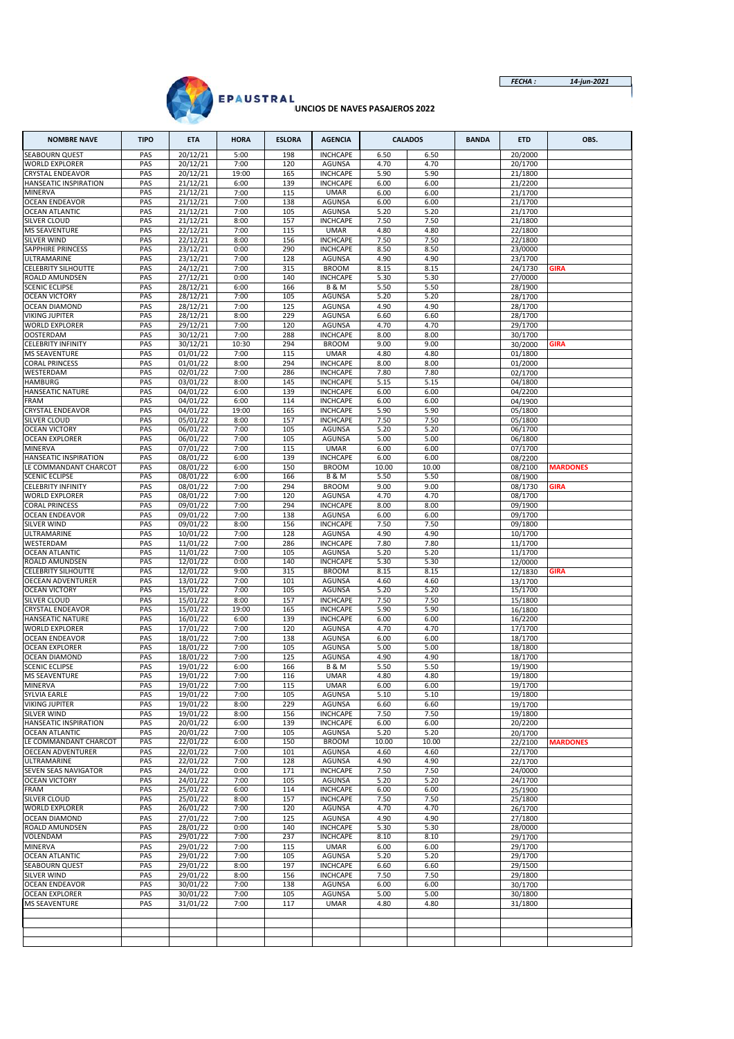*FECHA :* *14-jun-2021*

EPAUSTRAL

# UNCIOS DE NAVES PASAJEROS 2022

| NOMBRE NAVE | TIPO | ETA | HORA | ESLORA | AGENCIA | CALADOS | | BANDA | ETD | OBS. |
|---|---|---|---|---|---|---|---|---|---|---|
| SEABOURN QUEST | PAS | 20/12/21 | 5:00 | 198 | INCHCAPE | 6.50 | 6.50 | | 20/2000 | |
| WORLD EXPLORER | PAS | 20/12/21 | 7:00 | 120 | AGUNSA | 4.70 | 4.70 | | 20/1700 | |
| CRYSTAL ENDEAVOR | PAS | 20/12/21 | 19:00 | 165 | INCHCAPE | 5.90 | 5.90 | | 21/1800 | |
| HANSEATIC INSPIRATION | PAS | 21/12/21 | 6:00 | 139 | INCHCAPE | 6.00 | 6.00 | | 21/2200 | |
| MINERVA | PAS | 21/12/21 | 7:00 | 115 | UMAR | 6.00 | 6.00 | | 21/1700 | |
| OCEAN ENDEAVOR | PAS | 21/12/21 | 7:00 | 138 | AGUNSA | 6.00 | 6.00 | | 21/1700 | |
| OCEAN ATLANTIC | PAS | 21/12/21 | 7:00 | 105 | AGUNSA | 5.20 | 5.20 | | 21/1700 | |
| SILVER CLOUD | PAS | 21/12/21 | 8:00 | 157 | INCHCAPE | 7.50 | 7.50 | | 21/1800 | |
| MS SEAVENTURE | PAS | 22/12/21 | 7:00 | 115 | UMAR | 4.80 | 4.80 | | 22/1800 | |
| SILVER WIND | PAS | 22/12/21 | 8:00 | 156 | INCHCAPE | 7.50 | 7.50 | | 22/1800 | |
| SAPPHIRE PRINCESS | PAS | 23/12/21 | 0:00 | 290 | INCHCAPE | 8.50 | 8.50 | | 23/0000 | |
| ULTRAMARINE | PAS | 23/12/21 | 7:00 | 128 | AGUNSA | 4.90 | 4.90 | | 23/1700 | |
| CELEBRITY SILHOUTTE | PAS | 24/12/21 | 7:00 | 315 | BROOM | 8.15 | 8.15 | | 24/1730 | GIRA |
| ROALD AMUNDSEN | PAS | 27/12/21 | 0:00 | 140 | INCHCAPE | 5.30 | 5.30 | | 27/0000 | |
| SCENIC ECLIPSE | PAS | 28/12/21 | 6:00 | 166 | B & M | 5.50 | 5.50 | | 28/1900 | |
| OCEAN VICTORY | PAS | 28/12/21 | 7:00 | 105 | AGUNSA | 5.20 | 5.20 | | 28/1700 | |
| OCEAN DIAMOND | PAS | 28/12/21 | 7:00 | 125 | AGUNSA | 4.90 | 4.90 | | 28/1700 | |
| VIKING JUPITER | PAS | 28/12/21 | 8:00 | 229 | AGUNSA | 6.60 | 6.60 | | 28/1700 | |
| WORLD EXPLORER | PAS | 29/12/21 | 7:00 | 120 | AGUNSA | 4.70 | 4.70 | | 29/1700 | |
| OOSTERDAM | PAS | 30/12/21 | 7:00 | 288 | INCHCAPE | 8.00 | 8.00 | | 30/1700 | |
| CELEBRITY INFINITY | PAS | 30/12/21 | 10:30 | 294 | BROOM | 9.00 | 9.00 | | 30/2000 | GIRA |
| MS SEAVENTURE | PAS | 01/01/22 | 7:00 | 115 | UMAR | 4.80 | 4.80 | | 01/1800 | |
| CORAL PRINCESS | PAS | 01/01/22 | 8:00 | 294 | INCHCAPE | 8.00 | 8.00 | | 01/2000 | |
| WESTERDAM | PAS | 02/01/22 | 7:00 | 286 | INCHCAPE | 7.80 | 7.80 | | 02/1700 | |
| HAMBURG | PAS | 03/01/22 | 8:00 | 145 | INCHCAPE | 5.15 | 5.15 | | 04/1800 | |
| HANSEATIC NATURE | PAS | 04/01/22 | 6:00 | 139 | INCHCAPE | 6.00 | 6.00 | | 04/2200 | |
| FRAM | PAS | 04/01/22 | 6:00 | 114 | INCHCAPE | 6.00 | 6.00 | | 04/1900 | |
| CRYSTAL ENDEAVOR | PAS | 04/01/22 | 19:00 | 165 | INCHCAPE | 5.90 | 5.90 | | 05/1800 | |
| SILVER CLOUD | PAS | 05/01/22 | 8:00 | 157 | INCHCAPE | 7.50 | 7.50 | | 05/1800 | |
| OCEAN VICTORY | PAS | 06/01/22 | 7:00 | 105 | AGUNSA | 5.20 | 5.20 | | 06/1700 | |
| OCEAN EXPLORER | PAS | 06/01/22 | 7:00 | 105 | AGUNSA | 5.00 | 5.00 | | 06/1800 | |
| MINERVA | PAS | 07/01/22 | 7:00 | 115 | UMAR | 6.00 | 6.00 | | 07/1700 | |
| HANSEATIC INSPIRATION | PAS | 08/01/22 | 6:00 | 139 | INCHCAPE | 6.00 | 6.00 | | 08/2200 | |
| LE COMMANDANT CHARCOT | PAS | 08/01/22 | 6:00 | 150 | BROOM | 10.00 | 10.00 | | 08/2100 | MARDONES |
| SCENIC ECLIPSE | PAS | 08/01/22 | 6:00 | 166 | B & M | 5.50 | 5.50 | | 08/1900 | |
| CELEBRITY INFINITY | PAS | 08/01/22 | 7:00 | 294 | BROOM | 9.00 | 9.00 | | 08/1730 | GIRA |
| WORLD EXPLORER | PAS | 08/01/22 | 7:00 | 120 | AGUNSA | 4.70 | 4.70 | | 08/1700 | |
| CORAL PRINCESS | PAS | 09/01/22 | 7:00 | 294 | INCHCAPE | 8.00 | 8.00 | | 09/1900 | |
| OCEAN ENDEAVOR | PAS | 09/01/22 | 7:00 | 138 | AGUNSA | 6.00 | 6.00 | | 09/1700 | |
| SILVER WIND | PAS | 09/01/22 | 8:00 | 156 | INCHCAPE | 7.50 | 7.50 | | 09/1800 | |
| ULTRAMARINE | PAS | 10/01/22 | 7:00 | 128 | AGUNSA | 4.90 | 4.90 | | 10/1700 | |
| WESTERDAM | PAS | 11/01/22 | 7:00 | 286 | INCHCAPE | 7.80 | 7.80 | | 11/1700 | |
| OCEAN ATLANTIC | PAS | 11/01/22 | 7:00 | 105 | AGUNSA | 5.20 | 5.20 | | 11/1700 | |
| ROALD AMUNDSEN | PAS | 12/01/22 | 0:00 | 140 | INCHCAPE | 5.30 | 5.30 | | 12/0000 | |
| CELEBRITY SILHOUTTE | PAS | 12/01/22 | 9:00 | 315 | BROOM | 8.15 | 8.15 | | 12/1830 | GIRA |
| OECEAN ADVENTURER | PAS | 13/01/22 | 7:00 | 101 | AGUNSA | 4.60 | 4.60 | | 13/1700 | |
| OCEAN VICTORY | PAS | 15/01/22 | 7:00 | 105 | AGUNSA | 5.20 | 5.20 | | 15/1700 | |
| SILVER CLOUD | PAS | 15/01/22 | 8:00 | 157 | INCHCAPE | 7.50 | 7.50 | | 15/1800 | |
| CRYSTAL ENDEAVOR | PAS | 15/01/22 | 19:00 | 165 | INCHCAPE | 5.90 | 5.90 | | 16/1800 | |
| HANSEATIC NATURE | PAS | 16/01/22 | 6:00 | 139 | INCHCAPE | 6.00 | 6.00 | | 16/2200 | |
| WORLD EXPLORER | PAS | 17/01/22 | 7:00 | 120 | AGUNSA | 4.70 | 4.70 | | 17/1700 | |
| OCEAN ENDEAVOR | PAS | 18/01/22 | 7:00 | 138 | AGUNSA | 6.00 | 6.00 | | 18/1700 | |
| OCEAN EXPLORER | PAS | 18/01/22 | 7:00 | 105 | AGUNSA | 5.00 | 5.00 | | 18/1800 | |
| OCEAN DIAMOND | PAS | 18/01/22 | 7:00 | 125 | AGUNSA | 4.90 | 4.90 | | 18/1700 | |
| SCENIC ECLIPSE | PAS | 19/01/22 | 6:00 | 166 | B & M | 5.50 | 5.50 | | 19/1900 | |
| MS SEAVENTURE | PAS | 19/01/22 | 7:00 | 116 | UMAR | 4.80 | 4.80 | | 19/1800 | |
| MINERVA | PAS | 19/01/22 | 7:00 | 115 | UMAR | 6.00 | 6.00 | | 19/1700 | |
| SYLVIA EARLE | PAS | 19/01/22 | 7:00 | 105 | AGUNSA | 5.10 | 5.10 | | 19/1800 | |
| VIKING JUPITER | PAS | 19/01/22 | 8:00 | 229 | AGUNSA | 6.60 | 6.60 | | 19/1700 | |
| SILVER WIND | PAS | 19/01/22 | 8:00 | 156 | INCHCAPE | 7.50 | 7.50 | | 19/1800 | |
| HANSEATIC INSPIRATION | PAS | 20/01/22 | 6:00 | 139 | INCHCAPE | 6.00 | 6.00 | | 20/2200 | |
| OCEAN ATLANTIC | PAS | 20/01/22 | 7:00 | 105 | AGUNSA | 5.20 | 5.20 | | 20/1700 | |
| LE COMMANDANT CHARCOT | PAS | 22/01/22 | 6:00 | 150 | BROOM | 10.00 | 10.00 | | 22/2100 | MARDONES |
| OECEAN ADVENTURER | PAS | 22/01/22 | 7:00 | 101 | AGUNSA | 4.60 | 4.60 | | 22/1700 | |
| ULTRAMARINE | PAS | 22/01/22 | 7:00 | 128 | AGUNSA | 4.90 | 4.90 | | 22/1700 | |
| SEVEN SEAS NAVIGATOR | PAS | 24/01/22 | 0:00 | 171 | INCHCAPE | 7.50 | 7.50 | | 24/0000 | |
| OCEAN VICTORY | PAS | 24/01/22 | 7:00 | 105 | AGUNSA | 5.20 | 5.20 | | 24/1700 | |
| FRAM | PAS | 25/01/22 | 6:00 | 114 | INCHCAPE | 6.00 | 6.00 | | 25/1900 | |
| SILVER CLOUD | PAS | 25/01/22 | 8:00 | 157 | INCHCAPE | 7.50 | 7.50 | | 25/1800 | |
| WORLD EXPLORER | PAS | 26/01/22 | 7:00 | 120 | AGUNSA | 4.70 | 4.70 | | 26/1700 | |
| OCEAN DIAMOND | PAS | 27/01/22 | 7:00 | 125 | AGUNSA | 4.90 | 4.90 | | 27/1800 | |
| ROALD AMUNDSEN | PAS | 28/01/22 | 0:00 | 140 | INCHCAPE | 5.30 | 5.30 | | 28/0000 | |
| VOLENDAM | PAS | 29/01/22 | 7:00 | 237 | INCHCAPE | 8.10 | 8.10 | | 29/1700 | |
| MINERVA | PAS | 29/01/22 | 7:00 | 115 | UMAR | 6.00 | 6.00 | | 29/1700 | |
| OCEAN ATLANTIC | PAS | 29/01/22 | 7:00 | 105 | AGUNSA | 5.20 | 5.20 | | 29/1700 | |
| SEABOURN QUEST | PAS | 29/01/22 | 8:00 | 197 | INCHCAPE | 6.60 | 6.60 | | 29/1500 | |
| SILVER WIND | PAS | 29/01/22 | 8:00 | 156 | INCHCAPE | 7.50 | 7.50 | | 29/1800 | |
| OCEAN ENDEAVOR | PAS | 30/01/22 | 7:00 | 138 | AGUNSA | 6.00 | 6.00 | | 30/1700 | |
| OCEAN EXPLORER | PAS | 30/01/22 | 7:00 | 105 | AGUNSA | 5.00 | 5.00 | | 30/1800 | |
| MS SEAVENTURE | PAS | 31/01/22 | 7:00 | 117 | UMAR | 4.80 | 4.80 | | 31/1800 | |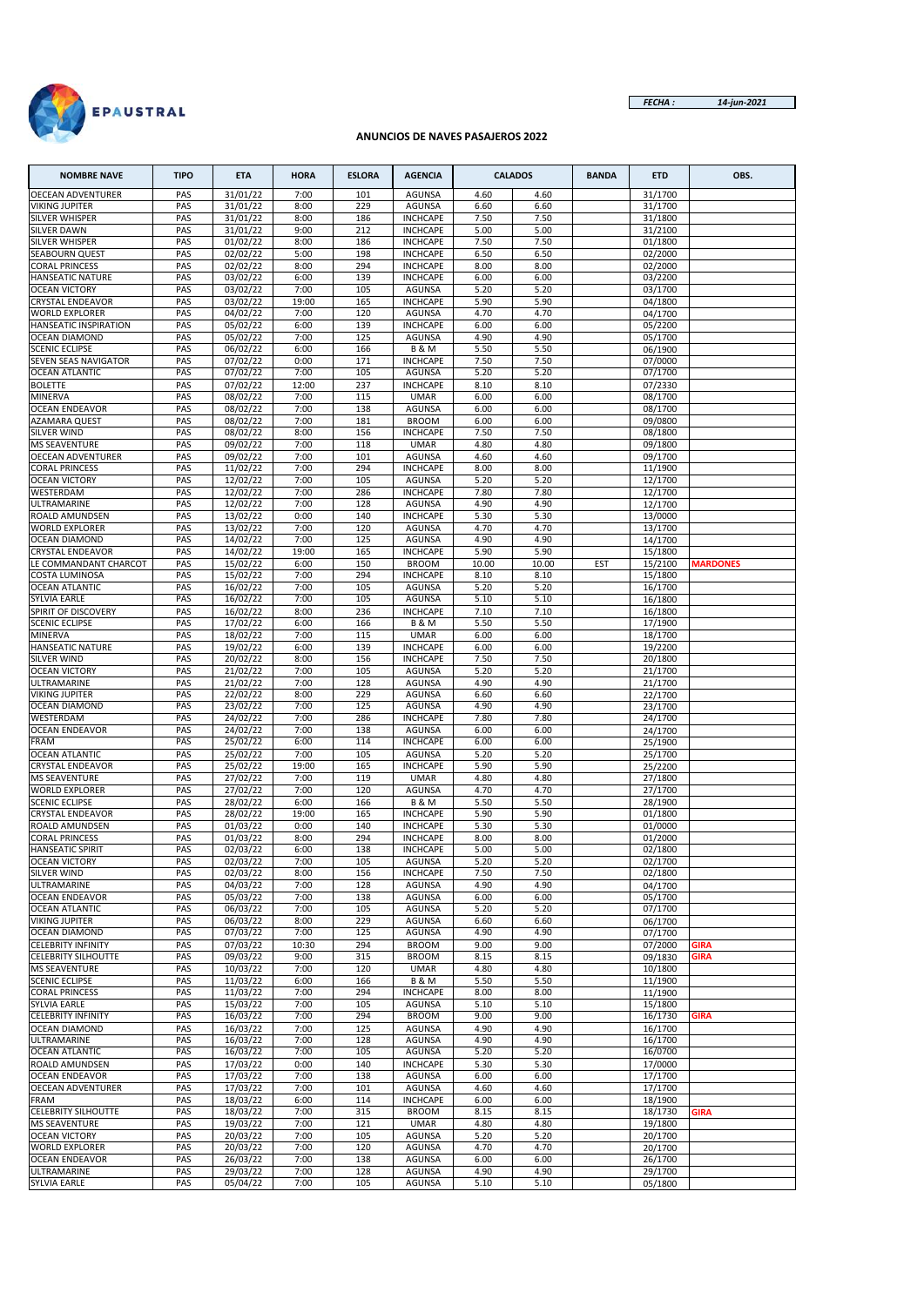EPAUSTRAL

*FECHA :* *14-jun-2021*

**ANUNCIOS DE NAVES PASAJEROS 2022**

| NOMBRE NAVE | TIPO | ETA | HORA | ESLORA | AGENCIA | CALADOS | | BANDA | ETD | OBS. |
|---|---|---|---|---|---|---|---|---|---|---|
| OECEAN ADVENTURER | PAS | 31/01/22 | 7:00 | 101 | AGUNSA | 4.60 | 4.60 | | 31/1700 | |
| VIKING JUPITER | PAS | 31/01/22 | 8:00 | 229 | AGUNSA | 6.60 | 6.60 | | 31/1700 | |
| SILVER WHISPER | PAS | 31/01/22 | 8:00 | 186 | INCHCAPE | 7.50 | 7.50 | | 31/1800 | |
| SILVER DAWN | PAS | 31/01/22 | 9:00 | 212 | INCHCAPE | 5.00 | 5.00 | | 31/2100 | |
| SILVER WHISPER | PAS | 01/02/22 | 8:00 | 186 | INCHCAPE | 7.50 | 7.50 | | 01/1800 | |
| SEABOURN QUEST | PAS | 02/02/22 | 5:00 | 198 | INCHCAPE | 6.50 | 6.50 | | 02/2000 | |
| CORAL PRINCESS | PAS | 02/02/22 | 8:00 | 294 | INCHCAPE | 8.00 | 8.00 | | 02/2000 | |
| HANSEATIC NATURE | PAS | 03/02/22 | 6:00 | 139 | INCHCAPE | 6.00 | 6.00 | | 03/2200 | |
| OCEAN VICTORY | PAS | 03/02/22 | 7:00 | 105 | AGUNSA | 5.20 | 5.20 | | 03/1700 | |
| CRYSTAL ENDEAVOR | PAS | 03/02/22 | 19:00 | 165 | INCHCAPE | 5.90 | 5.90 | | 04/1800 | |
| WORLD EXPLORER | PAS | 04/02/22 | 7:00 | 120 | AGUNSA | 4.70 | 4.70 | | 04/1700 | |
| HANSEATIC INSPIRATION | PAS | 05/02/22 | 6:00 | 139 | INCHCAPE | 6.00 | 6.00 | | 05/2200 | |
| OCEAN DIAMOND | PAS | 05/02/22 | 7:00 | 125 | AGUNSA | 4.90 | 4.90 | | 05/1700 | |
| SCENIC ECLIPSE | PAS | 06/02/22 | 6:00 | 166 | B & M | 5.50 | 5.50 | | 06/1900 | |
| SEVEN SEAS NAVIGATOR | PAS | 07/02/22 | 0:00 | 171 | INCHCAPE | 7.50 | 7.50 | | 07/0000 | |
| OCEAN ATLANTIC | PAS | 07/02/22 | 7:00 | 105 | AGUNSA | 5.20 | 5.20 | | 07/1700 | |
| BOLETTE | PAS | 07/02/22 | 12:00 | 237 | INCHCAPE | 8.10 | 8.10 | | 07/2330 | |
| MINERVA | PAS | 08/02/22 | 7:00 | 115 | UMAR | 6.00 | 6.00 | | 08/1700 | |
| OCEAN ENDEAVOR | PAS | 08/02/22 | 7:00 | 138 | AGUNSA | 6.00 | 6.00 | | 08/1700 | |
| AZAMARA QUEST | PAS | 08/02/22 | 7:00 | 181 | BROOM | 6.00 | 6.00 | | 09/0800 | |
| SILVER WIND | PAS | 08/02/22 | 8:00 | 156 | INCHCAPE | 7.50 | 7.50 | | 08/1800 | |
| MS SEAVENTURE | PAS | 09/02/22 | 7:00 | 118 | UMAR | 4.80 | 4.80 | | 09/1800 | |
| OECEAN ADVENTURER | PAS | 09/02/22 | 7:00 | 101 | AGUNSA | 4.60 | 4.60 | | 09/1700 | |
| CORAL PRINCESS | PAS | 11/02/22 | 7:00 | 294 | INCHCAPE | 8.00 | 8.00 | | 11/1900 | |
| OCEAN VICTORY | PAS | 12/02/22 | 7:00 | 105 | AGUNSA | 5.20 | 5.20 | | 12/1700 | |
| WESTERDAM | PAS | 12/02/22 | 7:00 | 286 | INCHCAPE | 7.80 | 7.80 | | 12/1700 | |
| ULTRAMARINE | PAS | 12/02/22 | 7:00 | 128 | AGUNSA | 4.90 | 4.90 | | 12/1700 | |
| ROALD AMUNDSEN | PAS | 13/02/22 | 0:00 | 140 | INCHCAPE | 5.30 | 5.30 | | 13/0000 | |
| WORLD EXPLORER | PAS | 13/02/22 | 7:00 | 120 | AGUNSA | 4.70 | 4.70 | | 13/1700 | |
| OCEAN DIAMOND | PAS | 14/02/22 | 7:00 | 125 | AGUNSA | 4.90 | 4.90 | | 14/1700 | |
| CRYSTAL ENDEAVOR | PAS | 14/02/22 | 19:00 | 165 | INCHCAPE | 5.90 | 5.90 | | 15/1800 | |
| LE COMMANDANT CHARCOT | PAS | 15/02/22 | 6:00 | 150 | BROOM | 10.00 | 10.00 | EST | 15/2100 | MARDONES |
| COSTA LUMINOSA | PAS | 15/02/22 | 7:00 | 294 | INCHCAPE | 8.10 | 8.10 | | 15/1800 | |
| OCEAN ATLANTIC | PAS | 16/02/22 | 7:00 | 105 | AGUNSA | 5.20 | 5.20 | | 16/1700 | |
| SYLVIA EARLE | PAS | 16/02/22 | 7:00 | 105 | AGUNSA | 5.10 | 5.10 | | 16/1800 | |
| SPIRIT OF DISCOVERY | PAS | 16/02/22 | 8:00 | 236 | INCHCAPE | 7.10 | 7.10 | | 16/1800 | |
| SCENIC ECLIPSE | PAS | 17/02/22 | 6:00 | 166 | B & M | 5.50 | 5.50 | | 17/1900 | |
| MINERVA | PAS | 18/02/22 | 7:00 | 115 | UMAR | 6.00 | 6.00 | | 18/1700 | |
| HANSEATIC NATURE | PAS | 19/02/22 | 6:00 | 139 | INCHCAPE | 6.00 | 6.00 | | 19/2200 | |
| SILVER WIND | PAS | 20/02/22 | 8:00 | 156 | INCHCAPE | 7.50 | 7.50 | | 20/1800 | |
| OCEAN VICTORY | PAS | 21/02/22 | 7:00 | 105 | AGUNSA | 5.20 | 5.20 | | 21/1700 | |
| ULTRAMARINE | PAS | 21/02/22 | 7:00 | 128 | AGUNSA | 4.90 | 4.90 | | 21/1700 | |
| VIKING JUPITER | PAS | 22/02/22 | 8:00 | 229 | AGUNSA | 6.60 | 6.60 | | 22/1700 | |
| OCEAN DIAMOND | PAS | 23/02/22 | 7:00 | 125 | AGUNSA | 4.90 | 4.90 | | 23/1700 | |
| WESTERDAM | PAS | 24/02/22 | 7:00 | 286 | INCHCAPE | 7.80 | 7.80 | | 24/1700 | |
| OCEAN ENDEAVOR | PAS | 24/02/22 | 7:00 | 138 | AGUNSA | 6.00 | 6.00 | | 24/1700 | |
| FRAM | PAS | 25/02/22 | 6:00 | 114 | INCHCAPE | 6.00 | 6.00 | | 25/1900 | |
| OCEAN ATLANTIC | PAS | 25/02/22 | 7:00 | 105 | AGUNSA | 5.20 | 5.20 | | 25/1700 | |
| CRYSTAL ENDEAVOR | PAS | 25/02/22 | 19:00 | 165 | INCHCAPE | 5.90 | 5.90 | | 25/2200 | |
| MS SEAVENTURE | PAS | 27/02/22 | 7:00 | 119 | UMAR | 4.80 | 4.80 | | 27/1800 | |
| WORLD EXPLORER | PAS | 27/02/22 | 7:00 | 120 | AGUNSA | 4.70 | 4.70 | | 27/1700 | |
| SCENIC ECLIPSE | PAS | 28/02/22 | 6:00 | 166 | B & M | 5.50 | 5.50 | | 28/1900 | |
| CRYSTAL ENDEAVOR | PAS | 28/02/22 | 19:00 | 165 | INCHCAPE | 5.90 | 5.90 | | 01/1800 | |
| ROALD AMUNDSEN | PAS | 01/03/22 | 0:00 | 140 | INCHCAPE | 5.30 | 5.30 | | 01/0000 | |
| CORAL PRINCESS | PAS | 01/03/22 | 8:00 | 294 | INCHCAPE | 8.00 | 8.00 | | 01/2000 | |
| HANSEATIC SPIRIT | PAS | 02/03/22 | 6:00 | 138 | INCHCAPE | 5.00 | 5.00 | | 02/1800 | |
| OCEAN VICTORY | PAS | 02/03/22 | 7:00 | 105 | AGUNSA | 5.20 | 5.20 | | 02/1700 | |
| SILVER WIND | PAS | 02/03/22 | 8:00 | 156 | INCHCAPE | 7.50 | 7.50 | | 02/1800 | |
| ULTRAMARINE | PAS | 04/03/22 | 7:00 | 128 | AGUNSA | 4.90 | 4.90 | | 04/1700 | |
| OCEAN ENDEAVOR | PAS | 05/03/22 | 7:00 | 138 | AGUNSA | 6.00 | 6.00 | | 05/1700 | |
| OCEAN ATLANTIC | PAS | 06/03/22 | 7:00 | 105 | AGUNSA | 5.20 | 5.20 | | 07/1700 | |
| VIKING JUPITER | PAS | 06/03/22 | 8:00 | 229 | AGUNSA | 6.60 | 6.60 | | 06/1700 | |
| OCEAN DIAMOND | PAS | 07/03/22 | 7:00 | 125 | AGUNSA | 4.90 | 4.90 | | 07/1700 | |
| CELEBRITY INFINITY | PAS | 07/03/22 | 10:30 | 294 | BROOM | 9.00 | 9.00 | | 07/2000 | GIRA |
| CELEBRITY SILHOUTTE | PAS | 09/03/22 | 9:00 | 315 | BROOM | 8.15 | 8.15 | | 09/1830 | GIRA |
| MS SEAVENTURE | PAS | 10/03/22 | 7:00 | 120 | UMAR | 4.80 | 4.80 | | 10/1800 | |
| SCENIC ECLIPSE | PAS | 11/03/22 | 6:00 | 166 | B & M | 5.50 | 5.50 | | 11/1900 | |
| CORAL PRINCESS | PAS | 11/03/22 | 7:00 | 294 | INCHCAPE | 8.00 | 8.00 | | 11/1900 | |
| SYLVIA EARLE | PAS | 15/03/22 | 7:00 | 105 | AGUNSA | 5.10 | 5.10 | | 15/1800 | |
| CELEBRITY INFINITY | PAS | 16/03/22 | 7:00 | 294 | BROOM | 9.00 | 9.00 | | 16/1730 | GIRA |
| OCEAN DIAMOND | PAS | 16/03/22 | 7:00 | 125 | AGUNSA | 4.90 | 4.90 | | 16/1700 | |
| ULTRAMARINE | PAS | 16/03/22 | 7:00 | 128 | AGUNSA | 4.90 | 4.90 | | 16/1700 | |
| OCEAN ATLANTIC | PAS | 16/03/22 | 7:00 | 105 | AGUNSA | 5.20 | 5.20 | | 16/0700 | |
| ROALD AMUNDSEN | PAS | 17/03/22 | 0:00 | 140 | INCHCAPE | 5.30 | 5.30 | | 17/0000 | |
| OCEAN ENDEAVOR | PAS | 17/03/22 | 7:00 | 138 | AGUNSA | 6.00 | 6.00 | | 17/1700 | |
| OECEAN ADVENTURER | PAS | 17/03/22 | 7:00 | 101 | AGUNSA | 4.60 | 4.60 | | 17/1700 | |
| FRAM | PAS | 18/03/22 | 6:00 | 114 | INCHCAPE | 6.00 | 6.00 | | 18/1900 | |
| CELEBRITY SILHOUTTE | PAS | 18/03/22 | 7:00 | 315 | BROOM | 8.15 | 8.15 | | 18/1730 | GIRA |
| MS SEAVENTURE | PAS | 19/03/22 | 7:00 | 121 | UMAR | 4.80 | 4.80 | | 19/1800 | |
| OCEAN VICTORY | PAS | 20/03/22 | 7:00 | 105 | AGUNSA | 5.20 | 5.20 | | 20/1700 | |
| WORLD EXPLORER | PAS | 20/03/22 | 7:00 | 120 | AGUNSA | 4.70 | 4.70 | | 20/1700 | |
| OCEAN ENDEAVOR | PAS | 26/03/22 | 7:00 | 138 | AGUNSA | 6.00 | 6.00 | | 26/1700 | |
| ULTRAMARINE | PAS | 29/03/22 | 7:00 | 128 | AGUNSA | 4.90 | 4.90 | | 29/1700 | |
| SYLVIA EARLE | PAS | 05/04/22 | 7:00 | 105 | AGUNSA | 5.10 | 5.10 | | 05/1800 | |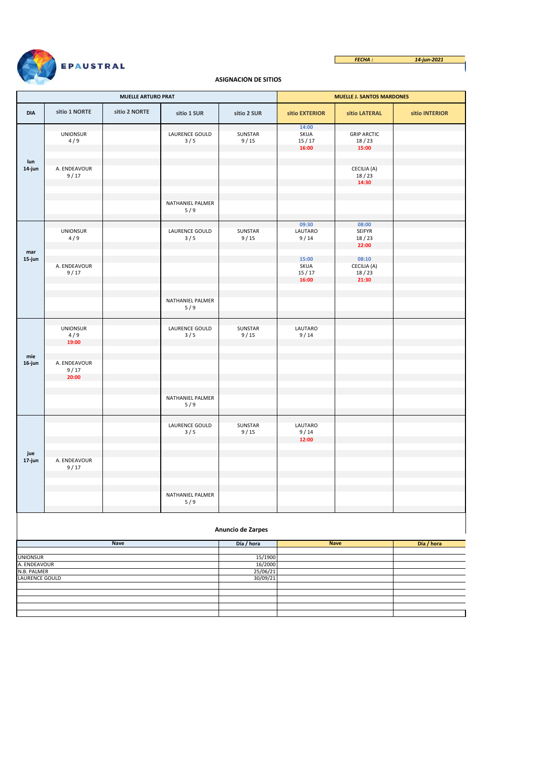**EPAUSTRAL**

*FECHA :* *14-jun-2021*

## ASIGNACIÓN DE SITIOS

| | MUELLE ARTURO PRAT | | | | MUELLE J. SANTOS MARDONES | | |
|---|---|---|---|---|---|---|---|
| **DIA** | **sitio 1 NORTE** | **sitio 2 NORTE** | **sitio 1 SUR** | **sitio 2 SUR** | **sitio EXTERIOR** | **sitio LATERAL** | **sitio INTERIOR** |
| **lun 14-jun** | UNIONSUR 4 / 9 | | LAURENCE GOULD 3 / 5 | SUNSTAR 9 / 15 | 14:00 SKUA 15 / 17 16:00 | GRIP ARCTIC 18 / 23 15:00 | |
| | A. ENDEAVOUR 9 / 17 | | | | | CECILIA (A) 18 / 23 14:30 | |
| | | | NATHANIEL PALMER 5 / 9 | | | | |
| **mar 15-jun** | UNIONSUR 4 / 9 | | LAURENCE GOULD 3 / 5 | SUNSTAR 9 / 15 | 09:30 LAUTARO 9 / 14 | 08:00 SEIFYR 18 / 23 22:00 | |
| | A. ENDEAVOUR 9 / 17 | | | | 15:00 SKUA 15 / 17 16:00 | 08:10 CECILIA (A) 18 / 23 21:30 | |
| | | | NATHANIEL PALMER 5 / 9 | | | | |
| **mie 16-jun** | UNIONSUR 4 / 9 19:00 | | LAURENCE GOULD 3 / 5 | SUNSTAR 9 / 15 | LAUTARO 9 / 14 | | |
| | A. ENDEAVOUR 9 / 17 20:00 | | | | | | |
| | | | NATHANIEL PALMER 5 / 9 | | | | |
| **jue 17-jun** | | | LAURENCE GOULD 3 / 5 | SUNSTAR 9 / 15 | LAUTARO 9 / 14 12:00 | | |
| | A. ENDEAVOUR 9 / 17 | | | | | | |
| | | | NATHANIEL PALMER 5 / 9 | | | | |

### Anuncio de Zarpes

| Nave | Día / hora | Nave | Día / hora |
|---|---|---|---|
| UNIONSUR | 15/1900 | | |
| A. ENDEAVOUR | 16/2000 | | |
| N.B. PALMER | 25/06/21 | | |
| LAURENCE GOULD | 30/09/21 | | |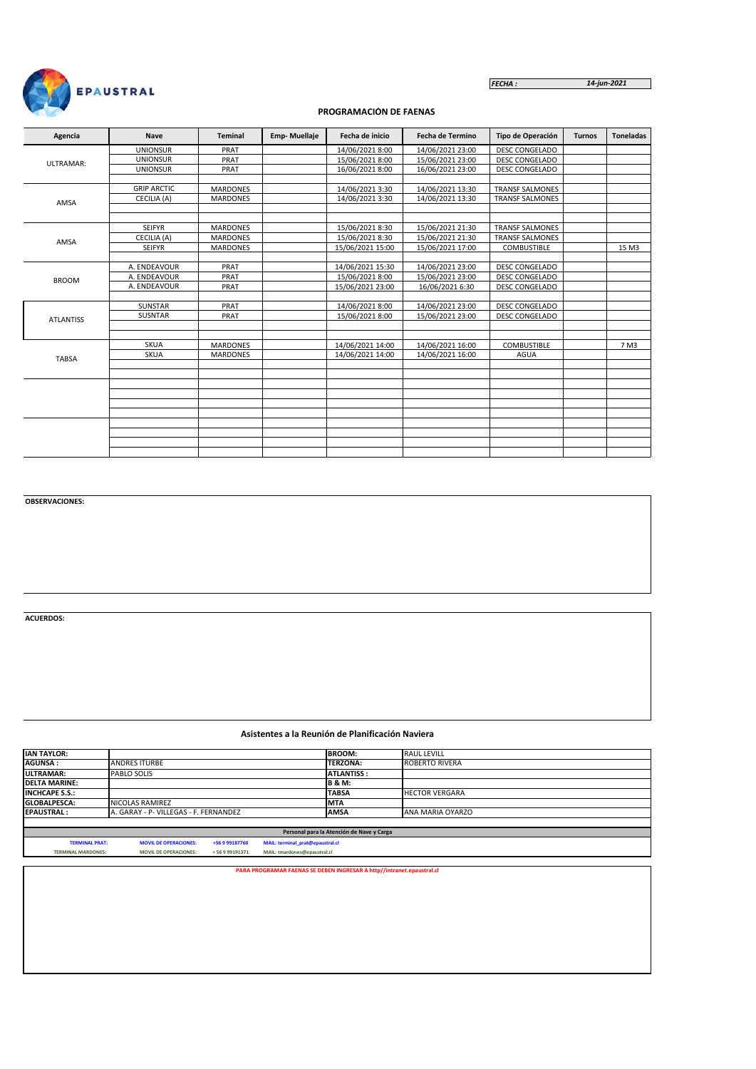EPAUSTRAL

*FECHA :* *14-jun-2021*

## PROGRAMACIÓN DE FAENAS

| Agencia | Nave | Teminal | Emp- Muellaje | Fecha de inicio | Fecha de Termino | Tipo de Operación | Turnos | Toneladas |
|---|---|---|---|---|---|---|---|---|
| ULTRAMAR: | UNIONSUR | PRAT | | 14/06/2021 8:00 | 14/06/2021 23:00 | DESC CONGELADO | | |
| | UNIONSUR | PRAT | | 15/06/2021 8:00 | 15/06/2021 23:00 | DESC CONGELADO | | |
| | UNIONSUR | PRAT | | 16/06/2021 8:00 | 16/06/2021 23:00 | DESC CONGELADO | | |
| AMSA | GRIP ARCTIC | MARDONES | | 14/06/2021 3:30 | 14/06/2021 13:30 | TRANSF SALMONES | | |
| | CECILIA (A) | MARDONES | | 14/06/2021 3:30 | 14/06/2021 13:30 | TRANSF SALMONES | | |
| AMSA | SEIFYR | MARDONES | | 15/06/2021 8:30 | 15/06/2021 21:30 | TRANSF SALMONES | | |
| | CECILIA (A) | MARDONES | | 15/06/2021 8:30 | 15/06/2021 21:30 | TRANSF SALMONES | | |
| | SEIFYR | MARDONES | | 15/06/2021 15:00 | 15/06/2021 17:00 | COMBUSTIBLE | | 15 M3 |
| BROOM | A. ENDEAVOUR | PRAT | | 14/06/2021 15:30 | 14/06/2021 23:00 | DESC CONGELADO | | |
| | A. ENDEAVOUR | PRAT | | 15/06/2021 8:00 | 15/06/2021 23:00 | DESC CONGELADO | | |
| | A. ENDEAVOUR | PRAT | | 15/06/2021 23:00 | 16/06/2021 6:30 | DESC CONGELADO | | |
| ATLANTISS | SUNSTAR | PRAT | | 14/06/2021 8:00 | 14/06/2021 23:00 | DESC CONGELADO | | |
| | SUSNTAR | PRAT | | 15/06/2021 8:00 | 15/06/2021 23:00 | DESC CONGELADO | | |
| TABSA | SKUA | MARDONES | | 14/06/2021 14:00 | 14/06/2021 16:00 | COMBUSTIBLE | | 7 M3 |
| | SKUA | MARDONES | | 14/06/2021 14:00 | 14/06/2021 16:00 | AGUA | | |

**OBSERVACIONES:**

**ACUERDOS:**

### Asistentes a la Reunión de Planificación Naviera

| | | | |
|---|---|---|---|
| **IAN TAYLOR:** | | **BROOM:** | RAUL LEVILL |
| **AGUNSA :** | ANDRES ITURBE | **TERZONA:** | ROBERTO RIVERA |
| **ULTRAMAR:** | PABLO SOLIS | **ATLANTISS :** | |
| **DELTA MARINE:** | | **B & M:** | |
| **INCHCAPE S.S.:** | | **TABSA** | HECTOR VERGARA |
| **GLOBALPESCA:** | NICOLAS RAMIREZ | **MTA** | |
| **EPAUSTRAL :** | A. GARAY - P- VILLEGAS - F. FERNANDEZ | **AMSA** | ANA MARIA OYARZO |

**Personal para la Atención de Nave y Carga**

| | | | |
|---|---|---|---|
| TERMINAL PRAT: | MOVIL DE OPERACIONES: | +56 9 99187760 | MAIL: terminal_prat@epaustral.cl |
| TERMINAL MARDONES: | MOVIL DE OPERACIONES: | + 56 9 99191371 | MAIL: tmardones@epaustral.cl |

**PARA PROGRAMAR FAENAS SE DEBEN INGRESAR A http//intranet.epaustral.cl**